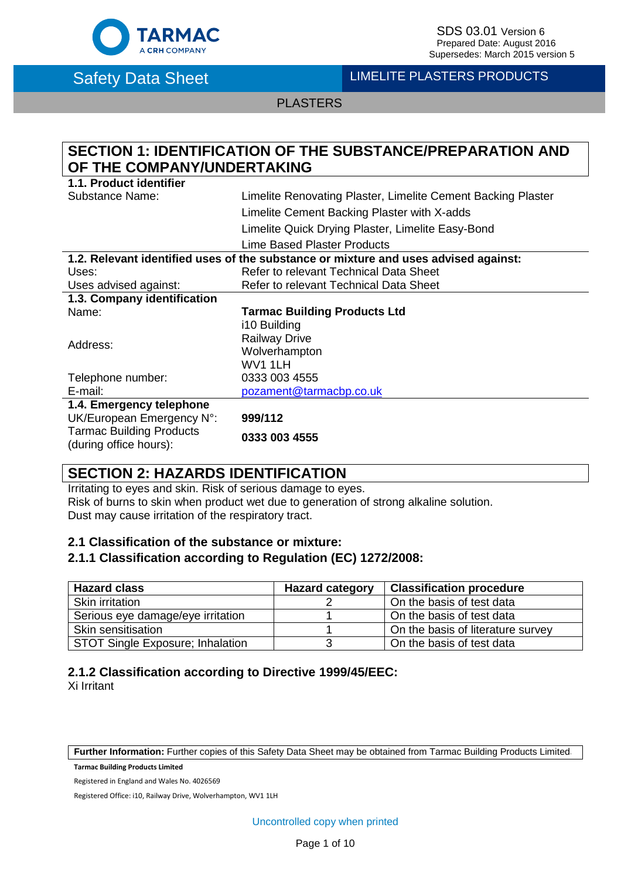SDS 03.01 Version 6
Prepared Date: August 2016
Supersedes: March 2015 version 5

# Safety Data Sheet

LIMELITE PLASTERS PRODUCTS

PLASTERS

## SECTION 1: IDENTIFICATION OF THE SUBSTANCE/PREPARATION AND OF THE COMPANY/UNDERTAKING

### 1.1. Product identifier

| | |
|---|---|
| Substance Name: | Limelite Renovating Plaster, Limelite Cement Backing Plaster |
| | Limelite Cement Backing Plaster with X-adds |
| | Limelite Quick Drying Plaster, Limelite Easy-Bond |
| | Lime Based Plaster Products |

### 1.2. Relevant identified uses of the substance or mixture and uses advised against:

| | |
|---|---|
| Uses: | Refer to relevant Technical Data Sheet |
| Uses advised against: | Refer to relevant Technical Data Sheet |

### 1.3. Company identification

| | |
|---|---|
| Name: | **Tarmac Building Products Ltd** |
| Address: | i10 Building<br>Railway Drive<br>Wolverhampton<br>WV1 1LH |
| Telephone number: | 0333 003 4555 |
| E-mail: | pozament@tarmacbp.co.uk |

### 1.4. Emergency telephone

| | |
|---|---|
| UK/European Emergency N°: | **999/112** |
| Tarmac Building Products (during office hours): | **0333 003 4555** |

## SECTION 2: HAZARDS IDENTIFICATION

Irritating to eyes and skin. Risk of serious damage to eyes.
Risk of burns to skin when product wet due to generation of strong alkaline solution.
Dust may cause irritation of the respiratory tract.

### 2.1 Classification of the substance or mixture:

### 2.1.1 Classification according to Regulation (EC) 1272/2008:

| Hazard class | Hazard category | Classification procedure |
|---|---|---|
| Skin irritation | 2 | On the basis of test data |
| Serious eye damage/eye irritation | 1 | On the basis of test data |
| Skin sensitisation | 1 | On the basis of literature survey |
| STOT Single Exposure; Inhalation | 3 | On the basis of test data |

### 2.1.2 Classification according to Directive 1999/45/EEC:

Xi Irritant

**Further Information:** Further copies of this Safety Data Sheet may be obtained from Tarmac Building Products Limited.

**Tarmac Building Products Limited**

Registered in England and Wales No. 4026569

Registered Office: i10, Railway Drive, Wolverhampton, WV1 1LH

Uncontrolled copy when printed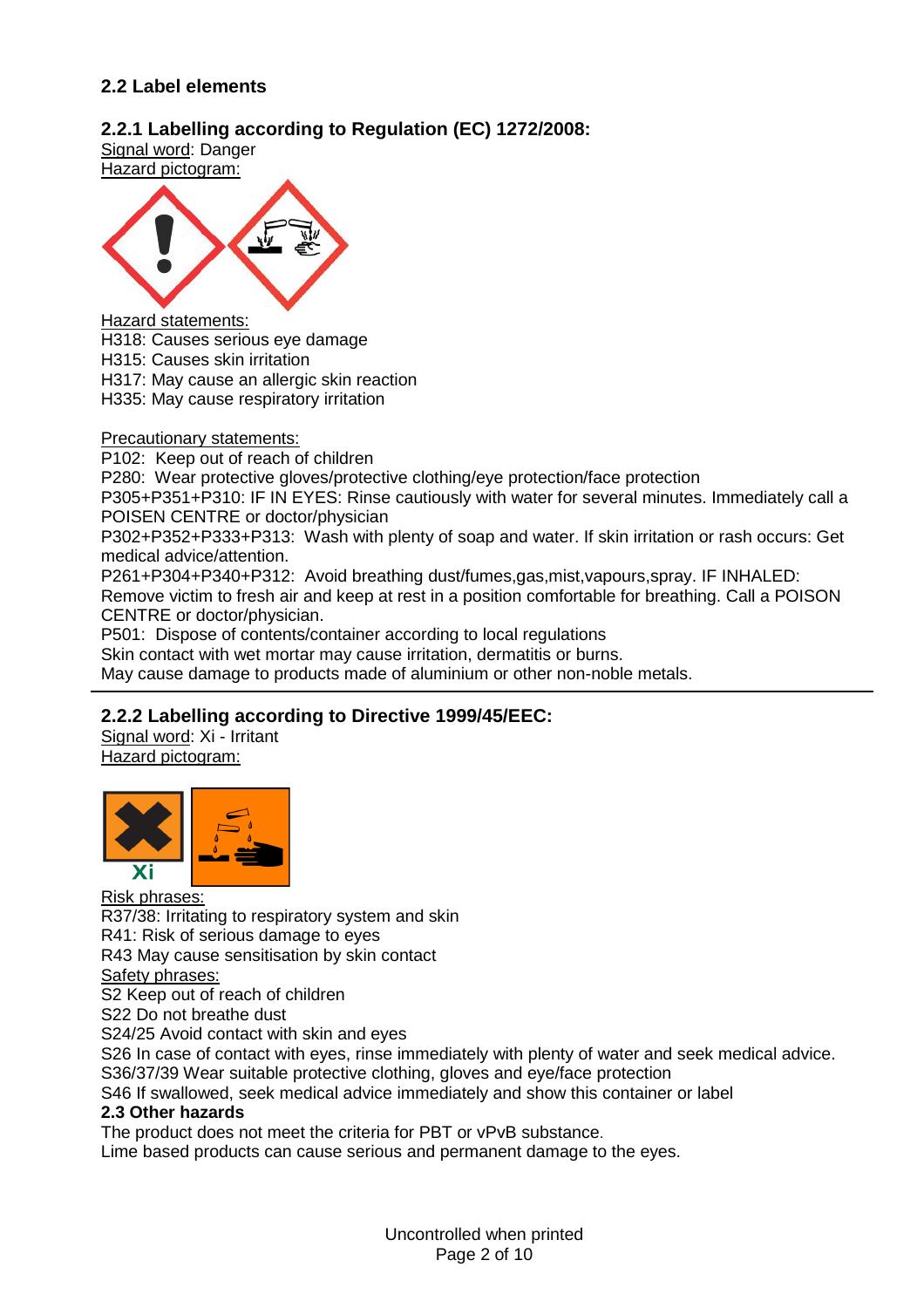### 2.2 Label elements

#### 2.2.1 Labelling according to Regulation (EC) 1272/2008:

Signal word: Danger

Hazard pictogram:

Hazard statements:

H318: Causes serious eye damage
H315: Causes skin irritation
H317: May cause an allergic skin reaction
H335: May cause respiratory irritation

Precautionary statements:

P102: Keep out of reach of children
P280: Wear protective gloves/protective clothing/eye protection/face protection
P305+P351+P310: IF IN EYES: Rinse cautiously with water for several minutes. Immediately call a POISEN CENTRE or doctor/physician
P302+P352+P333+P313: Wash with plenty of soap and water. If skin irritation or rash occurs: Get medical advice/attention.
P261+P304+P340+P312: Avoid breathing dust/fumes,gas,mist,vapours,spray. IF INHALED: Remove victim to fresh air and keep at rest in a position comfortable for breathing. Call a POISON CENTRE or doctor/physician.
P501: Dispose of contents/container according to local regulations
Skin contact with wet mortar may cause irritation, dermatitis or burns.
May cause damage to products made of aluminium or other non-noble metals.

---

#### 2.2.2 Labelling according to Directive 1999/45/EEC:

Signal word: Xi - Irritant

Hazard pictogram:

Xi

Risk phrases:

R37/38: Irritating to respiratory system and skin
R41: Risk of serious damage to eyes
R43 May cause sensitisation by skin contact

Safety phrases:

S2 Keep out of reach of children
S22 Do not breathe dust
S24/25 Avoid contact with skin and eyes
S26 In case of contact with eyes, rinse immediately with plenty of water and seek medical advice.
S36/37/39 Wear suitable protective clothing, gloves and eye/face protection
S46 If swallowed, seek medical advice immediately and show this container or label

### 2.3 Other hazards

The product does not meet the criteria for PBT or vPvB substance.
Lime based products can cause serious and permanent damage to the eyes.

Uncontrolled when printed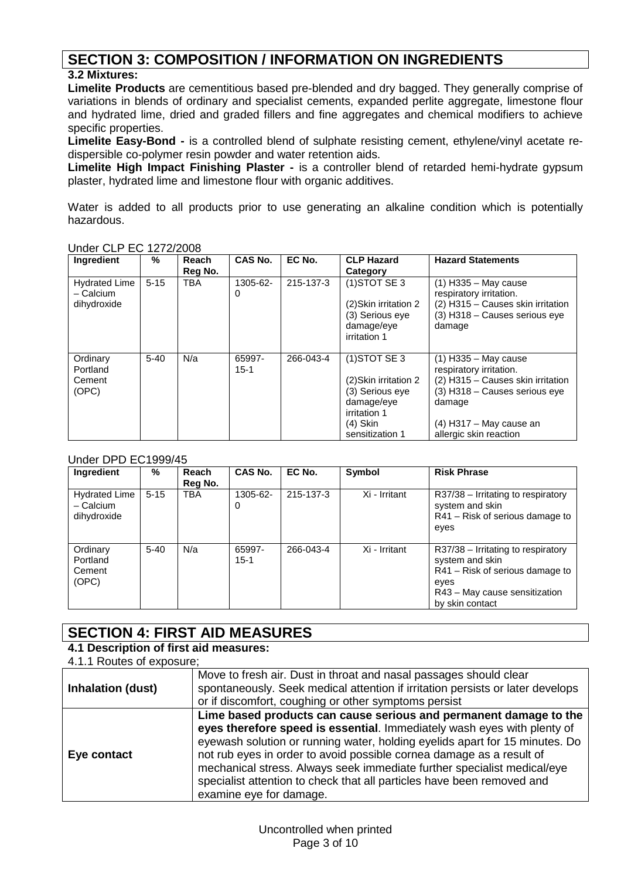# SECTION 3: COMPOSITION / INFORMATION ON INGREDIENTS

**3.2 Mixtures:**

**Limelite Products** are cementitious based pre-blended and dry bagged. They generally comprise of variations in blends of ordinary and specialist cements, expanded perlite aggregate, limestone flour and hydrated lime, dried and graded fillers and fine aggregates and chemical modifiers to achieve specific properties.

**Limelite Easy-Bond -** is a controlled blend of sulphate resisting cement, ethylene/vinyl acetate re-dispersible co-polymer resin powder and water retention aids.

**Limelite High Impact Finishing Plaster -** is a controller blend of retarded hemi-hydrate gypsum plaster, hydrated lime and limestone flour with organic additives.

Water is added to all products prior to use generating an alkaline condition which is potentially hazardous.

Under CLP EC 1272/2008

| Ingredient | % | Reach Reg No. | CAS No. | EC No. | CLP Hazard Category | Hazard Statements |
|---|---|---|---|---|---|---|
| Hydrated Lime – Calcium dihydroxide | 5-15 | TBA | 1305-62-0 | 215-137-3 | (1)STOT SE 3<br>(2)Skin irritation 2<br>(3) Serious eye damage/eye irritation 1 | (1) H335 – May cause respiratory irritation.<br>(2) H315 – Causes skin irritation<br>(3) H318 – Causes serious eye damage |
| Ordinary Portland Cement (OPC) | 5-40 | N/a | 65997-15-1 | 266-043-4 | (1)STOT SE 3<br>(2)Skin irritation 2<br>(3) Serious eye damage/eye irritation 1<br>(4) Skin sensitization 1 | (1) H335 – May cause respiratory irritation.<br>(2) H315 – Causes skin irritation<br>(3) H318 – Causes serious eye damage<br>(4) H317 – May cause an allergic skin reaction |

Under DPD EC1999/45

| Ingredient | % | Reach Reg No. | CAS No. | EC No. | Symbol | Risk Phrase |
|---|---|---|---|---|---|---|
| Hydrated Lime – Calcium dihydroxide | 5-15 | TBA | 1305-62-0 | 215-137-3 | Xi - Irritant | R37/38 – Irritating to respiratory system and skin<br>R41 – Risk of serious damage to eyes |
| Ordinary Portland Cement (OPC) | 5-40 | N/a | 65997-15-1 | 266-043-4 | Xi - Irritant | R37/38 – Irritating to respiratory system and skin<br>R41 – Risk of serious damage to eyes<br>R43 – May cause sensitization by skin contact |

# SECTION 4: FIRST AID MEASURES

**4.1 Description of first aid measures:**

4.1.1 Routes of exposure;

| | |
|---|---|
| **Inhalation (dust)** | Move to fresh air. Dust in throat and nasal passages should clear spontaneously. Seek medical attention if irritation persists or later develops or if discomfort, coughing or other symptoms persist |
| **Eye contact** | **Lime based products can cause serious and permanent damage to the eyes therefore speed is essential**. Immediately wash eyes with plenty of eyewash solution or running water, holding eyelids apart for 15 minutes. Do not rub eyes in order to avoid possible cornea damage as a result of mechanical stress. Always seek immediate further specialist medical/eye specialist attention to check that all particles have been removed and examine eye for damage. |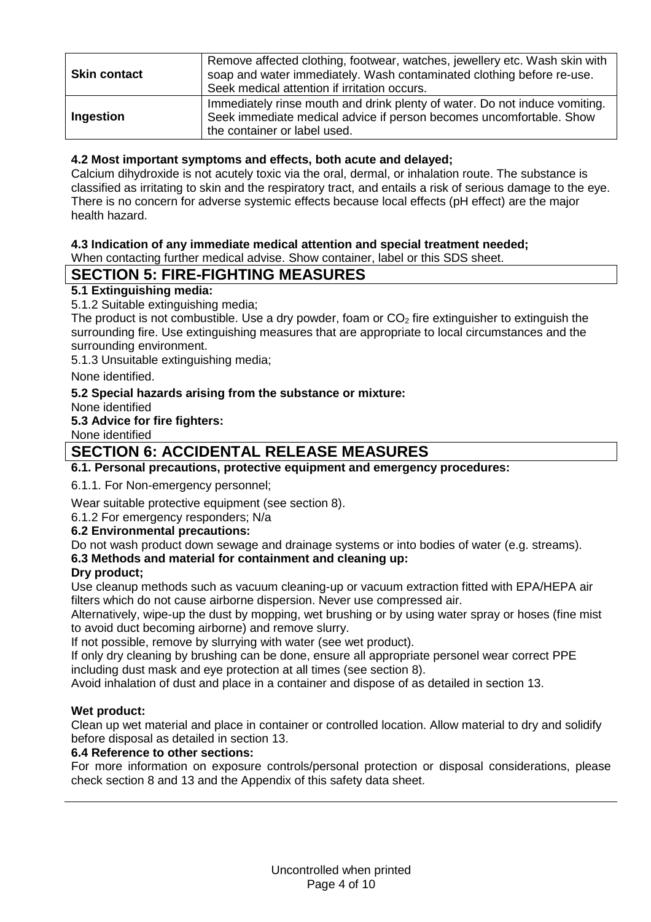| | |
|---|---|
| **Skin contact** | Remove affected clothing, footwear, watches, jewellery etc. Wash skin with soap and water immediately. Wash contaminated clothing before re-use. Seek medical attention if irritation occurs. |
| **Ingestion** | Immediately rinse mouth and drink plenty of water. Do not induce vomiting. Seek immediate medical advice if person becomes uncomfortable. Show the container or label used. |

**4.2 Most important symptoms and effects, both acute and delayed;**

Calcium dihydroxide is not acutely toxic via the oral, dermal, or inhalation route. The substance is classified as irritating to skin and the respiratory tract, and entails a risk of serious damage to the eye. There is no concern for adverse systemic effects because local effects (pH effect) are the major health hazard.

**4.3 Indication of any immediate medical attention and special treatment needed;**

When contacting further medical advise. Show container, label or this SDS sheet.

## SECTION 5: FIRE-FIGHTING MEASURES

**5.1 Extinguishing media:**

5.1.2 Suitable extinguishing media;

The product is not combustible. Use a dry powder, foam or $CO_2$ fire extinguisher to extinguish the surrounding fire. Use extinguishing measures that are appropriate to local circumstances and the surrounding environment.

5.1.3 Unsuitable extinguishing media;

None identified.

**5.2 Special hazards arising from the substance or mixture:**

None identified

**5.3 Advice for fire fighters:**

None identified

## SECTION 6: ACCIDENTAL RELEASE MEASURES

**6.1. Personal precautions, protective equipment and emergency procedures:**

6.1.1. For Non-emergency personnel;

Wear suitable protective equipment (see section 8).

6.1.2 For emergency responders; N/a

**6.2 Environmental precautions:**

Do not wash product down sewage and drainage systems or into bodies of water (e.g. streams).

**6.3 Methods and material for containment and cleaning up:**

**Dry product;**

Use cleanup methods such as vacuum cleaning-up or vacuum extraction fitted with EPA/HEPA air filters which do not cause airborne dispersion. Never use compressed air.

Alternatively, wipe-up the dust by mopping, wet brushing or by using water spray or hoses (fine mist to avoid duct becoming airborne) and remove slurry.

If not possible, remove by slurrying with water (see wet product).

If only dry cleaning by brushing can be done, ensure all appropriate personel wear correct PPE including dust mask and eye protection at all times (see section 8).

Avoid inhalation of dust and place in a container and dispose of as detailed in section 13.

**Wet product:**

Clean up wet material and place in container or controlled location. Allow material to dry and solidify before disposal as detailed in section 13.

**6.4 Reference to other sections:**

For more information on exposure controls/personal protection or disposal considerations, please check section 8 and 13 and the Appendix of this safety data sheet.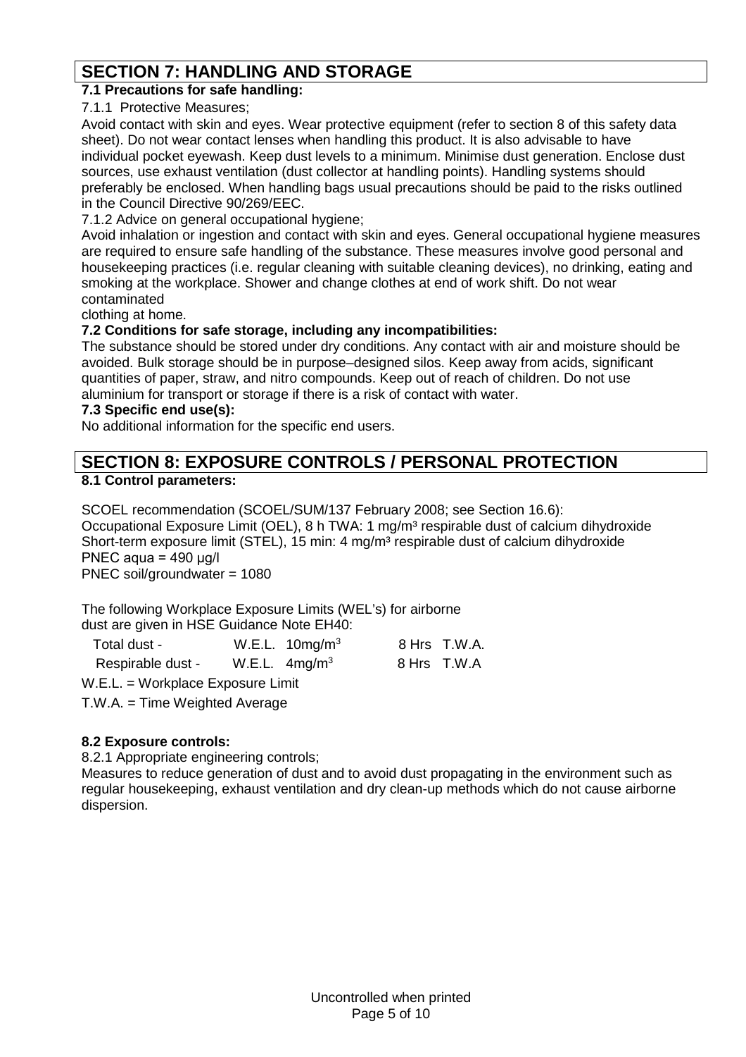# SECTION 7: HANDLING AND STORAGE

**7.1 Precautions for safe handling:**

7.1.1 Protective Measures;

Avoid contact with skin and eyes. Wear protective equipment (refer to section 8 of this safety data sheet). Do not wear contact lenses when handling this product. It is also advisable to have individual pocket eyewash. Keep dust levels to a minimum. Minimise dust generation. Enclose dust sources, use exhaust ventilation (dust collector at handling points). Handling systems should preferably be enclosed. When handling bags usual precautions should be paid to the risks outlined in the Council Directive 90/269/EEC.

7.1.2 Advice on general occupational hygiene;

Avoid inhalation or ingestion and contact with skin and eyes. General occupational hygiene measures are required to ensure safe handling of the substance. These measures involve good personal and housekeeping practices (i.e. regular cleaning with suitable cleaning devices), no drinking, eating and smoking at the workplace. Shower and change clothes at end of work shift. Do not wear contaminated clothing at home.

**7.2 Conditions for safe storage, including any incompatibilities:**

The substance should be stored under dry conditions. Any contact with air and moisture should be avoided. Bulk storage should be in purpose–designed silos. Keep away from acids, significant quantities of paper, straw, and nitro compounds. Keep out of reach of children. Do not use aluminium for transport or storage if there is a risk of contact with water.

**7.3 Specific end use(s):**

No additional information for the specific end users.

# SECTION 8: EXPOSURE CONTROLS / PERSONAL PROTECTION

**8.1 Control parameters:**

SCOEL recommendation (SCOEL/SUM/137 February 2008; see Section 16.6):
Occupational Exposure Limit (OEL), 8 h TWA: 1 mg/m³ respirable dust of calcium dihydroxide
Short-term exposure limit (STEL), 15 min: 4 mg/m³ respirable dust of calcium dihydroxide
PNEC aqua = 490 µg/l
PNEC soil/groundwater = 1080

The following Workplace Exposure Limits (WEL's) for airborne dust are given in HSE Guidance Note EH40:

| | | |
|---|---|---|
| Total dust - | W.E.L. 10mg/m³ | 8 Hrs T.W.A. |
| Respirable dust - | W.E.L. 4mg/m³ | 8 Hrs T.W.A |

W.E.L. = Workplace Exposure Limit

T.W.A. = Time Weighted Average

**8.2 Exposure controls:**

8.2.1 Appropriate engineering controls;

Measures to reduce generation of dust and to avoid dust propagating in the environment such as regular housekeeping, exhaust ventilation and dry clean-up methods which do not cause airborne dispersion.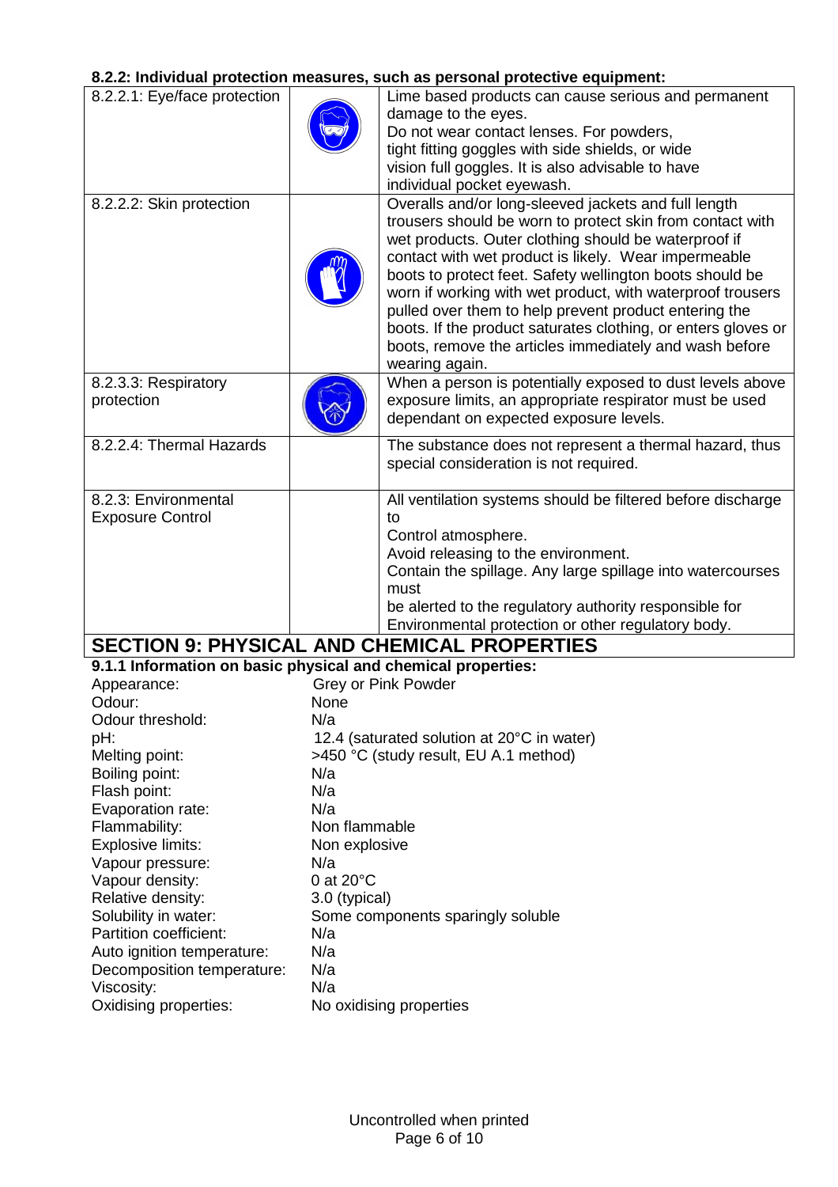#### 8.2.2: Individual protection measures, such as personal protective equipment:

| | | |
|---|---|---|
| 8.2.2.1: Eye/face protection | | Lime based products can cause serious and permanent damage to the eyes.<br>Do not wear contact lenses. For powders, tight fitting goggles with side shields, or wide vision full goggles. It is also advisable to have individual pocket eyewash. |
| 8.2.2.2: Skin protection | | Overalls and/or long-sleeved jackets and full length trousers should be worn to protect skin from contact with wet products. Outer clothing should be waterproof if contact with wet product is likely. Wear impermeable boots to protect feet. Safety wellington boots should be worn if working with wet product, with waterproof trousers pulled over them to help prevent product entering the boots. If the product saturates clothing, or enters gloves or boots, remove the articles immediately and wash before wearing again. |
| 8.2.3.3: Respiratory protection | | When a person is potentially exposed to dust levels above exposure limits, an appropriate respirator must be used dependant on expected exposure levels. |
| 8.2.2.4: Thermal Hazards | | The substance does not represent a thermal hazard, thus special consideration is not required. |
| 8.2.3: Environmental Exposure Control | | All ventilation systems should be filtered before discharge to<br>Control atmosphere.<br>Avoid releasing to the environment.<br>Contain the spillage. Any large spillage into watercourses must<br>be alerted to the regulatory authority responsible for Environmental protection or other regulatory body. |

## SECTION 9: PHYSICAL AND CHEMICAL PROPERTIES

#### 9.1.1 Information on basic physical and chemical properties:

| | |
|---|---|
| Appearance: | Grey or Pink Powder |
| Odour: | None |
| Odour threshold: | N/a |
| pH: | 12.4 (saturated solution at 20°C in water) |
| Melting point: | >450 °C (study result, EU A.1 method) |
| Boiling point: | N/a |
| Flash point: | N/a |
| Evaporation rate: | N/a |
| Flammability: | Non flammable |
| Explosive limits: | Non explosive |
| Vapour pressure: | N/a |
| Vapour density: | 0 at 20°C |
| Relative density: | 3.0 (typical) |
| Solubility in water: | Some components sparingly soluble |
| Partition coefficient: | N/a |
| Auto ignition temperature: | N/a |
| Decomposition temperature: | N/a |
| Viscosity: | N/a |
| Oxidising properties: | No oxidising properties |

Uncontrolled when printed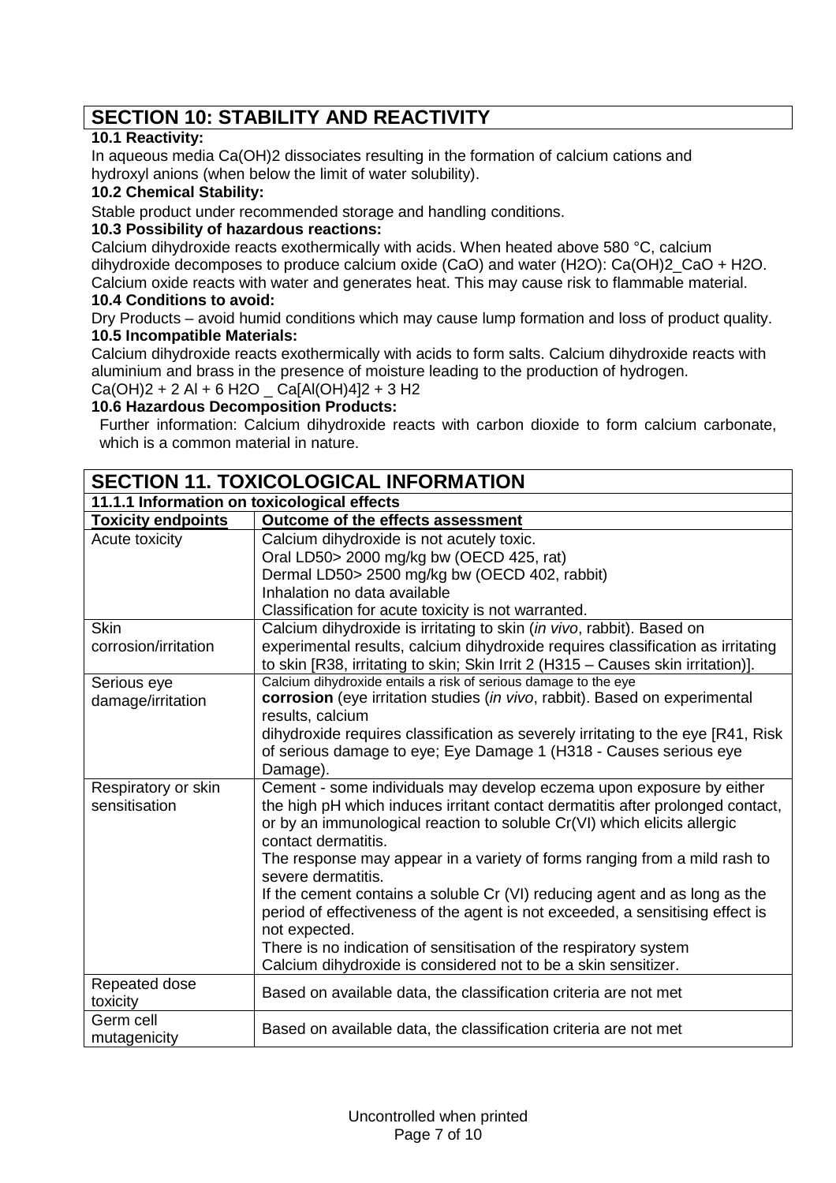## SECTION 10: STABILITY AND REACTIVITY

**10.1 Reactivity:**

In aqueous media $Ca(OH)_2$ dissociates resulting in the formation of calcium cations and hydroxyl anions (when below the limit of water solubility).

**10.2 Chemical Stability:**

Stable product under recommended storage and handling conditions.

**10.3 Possibility of hazardous reactions:**

Calcium dihydroxide reacts exothermically with acids. When heated above 580 °C, calcium dihydroxide decomposes to produce calcium oxide (CaO) and water ($H_2O$): $Ca(OH)_2$_CaO + $H_2O$. Calcium oxide reacts with water and generates heat. This may cause risk to flammable material.

**10.4 Conditions to avoid:**

Dry Products – avoid humid conditions which may cause lump formation and loss of product quality.

**10.5 Incompatible Materials:**

Calcium dihydroxide reacts exothermically with acids to form salts. Calcium dihydroxide reacts with aluminium and brass in the presence of moisture leading to the production of hydrogen.

$Ca(OH)_2$ + 2 Al + 6 $H_2O$ _ $Ca[Al(OH)_4]_2$ + 3 $H_2$

**10.6 Hazardous Decomposition Products:**

Further information: Calcium dihydroxide reacts with carbon dioxide to form calcium carbonate, which is a common material in nature.

## SECTION 11. TOXICOLOGICAL INFORMATION

**11.1.1 Information on toxicological effects**

| Toxicity endpoints | Outcome of the effects assessment |
|---|---|
| Acute toxicity | Calcium dihydroxide is not acutely toxic.<br>Oral LD50> 2000 mg/kg bw (OECD 425, rat)<br>Dermal LD50> 2500 mg/kg bw (OECD 402, rabbit)<br>Inhalation no data available<br>Classification for acute toxicity is not warranted. |
| Skin corrosion/irritation | Calcium dihydroxide is irritating to skin (*in vivo*, rabbit). Based on experimental results, calcium dihydroxide requires classification as irritating to skin [R38, irritating to skin; Skin Irrit 2 (H315 – Causes skin irritation)]. |
| Serious eye damage/irritation | Calcium dihydroxide entails a risk of serious damage to the eye **corrosion** (eye irritation studies (*in vivo*, rabbit). Based on experimental results, calcium dihydroxide requires classification as severely irritating to the eye [R41, Risk of serious damage to eye; Eye Damage 1 (H318 - Causes serious eye Damage). |
| Respiratory or skin sensitisation | Cement - some individuals may develop eczema upon exposure by either the high pH which induces irritant contact dermatitis after prolonged contact, or by an immunological reaction to soluble Cr(VI) which elicits allergic contact dermatitis.<br>The response may appear in a variety of forms ranging from a mild rash to severe dermatitis.<br>If the cement contains a soluble Cr (VI) reducing agent and as long as the period of effectiveness of the agent is not exceeded, a sensitising effect is not expected.<br>There is no indication of sensitisation of the respiratory system<br>Calcium dihydroxide is considered not to be a skin sensitizer. |
| Repeated dose toxicity | Based on available data, the classification criteria are not met |
| Germ cell mutagenicity | Based on available data, the classification criteria are not met |

Uncontrolled when printed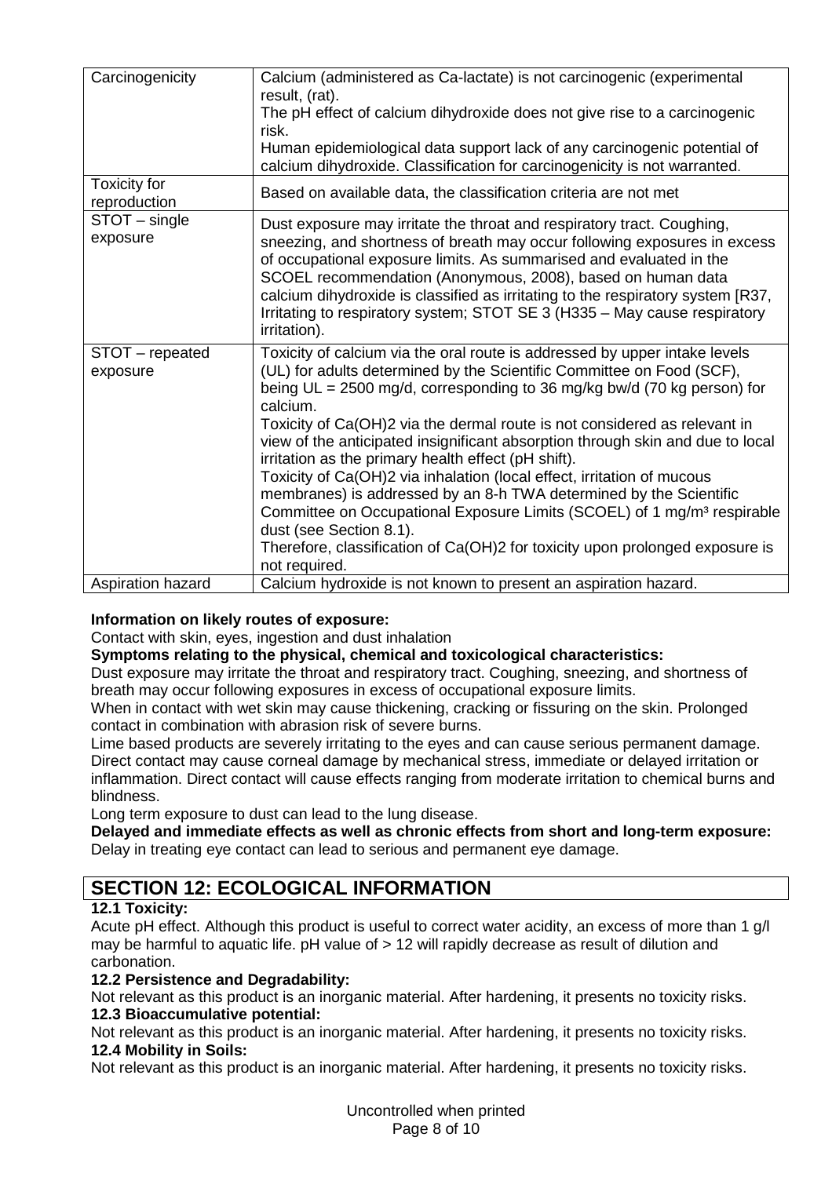| Carcinogenicity | Calcium (administered as Ca-lactate) is not carcinogenic (experimental result, (rat).<br>The pH effect of calcium dihydroxide does not give rise to a carcinogenic risk.<br>Human epidemiological data support lack of any carcinogenic potential of calcium dihydroxide. Classification for carcinogenicity is not warranted. |
|---|---|
| Toxicity for reproduction | Based on available data, the classification criteria are not met |
| STOT – single exposure | Dust exposure may irritate the throat and respiratory tract. Coughing, sneezing, and shortness of breath may occur following exposures in excess of occupational exposure limits. As summarised and evaluated in the SCOEL recommendation (Anonymous, 2008), based on human data calcium dihydroxide is classified as irritating to the respiratory system [R37, Irritating to respiratory system; STOT SE 3 (H335 – May cause respiratory irritation). |
| STOT – repeated exposure | Toxicity of calcium via the oral route is addressed by upper intake levels (UL) for adults determined by the Scientific Committee on Food (SCF), being UL = 2500 mg/d, corresponding to 36 mg/kg bw/d (70 kg person) for calcium.<br>Toxicity of $Ca(OH)_2$ via the dermal route is not considered as relevant in view of the anticipated insignificant absorption through skin and due to local irritation as the primary health effect (pH shift).<br>Toxicity of $Ca(OH)_2$ via inhalation (local effect, irritation of mucous membranes) is addressed by an 8-h TWA determined by the Scientific Committee on Occupational Exposure Limits (SCOEL) of 1 mg/m³ respirable dust (see Section 8.1).<br>Therefore, classification of $Ca(OH)_2$ for toxicity upon prolonged exposure is not required. |
| Aspiration hazard | Calcium hydroxide is not known to present an aspiration hazard. |

**Information on likely routes of exposure:**
Contact with skin, eyes, ingestion and dust inhalation

**Symptoms relating to the physical, chemical and toxicological characteristics:**
Dust exposure may irritate the throat and respiratory tract. Coughing, sneezing, and shortness of breath may occur following exposures in excess of occupational exposure limits.
When in contact with wet skin may cause thickening, cracking or fissuring on the skin. Prolonged contact in combination with abrasion risk of severe burns.
Lime based products are severely irritating to the eyes and can cause serious permanent damage. Direct contact may cause corneal damage by mechanical stress, immediate or delayed irritation or inflammation. Direct contact will cause effects ranging from moderate irritation to chemical burns and blindness.
Long term exposure to dust can lead to the lung disease.

**Delayed and immediate effects as well as chronic effects from short and long-term exposure:**
Delay in treating eye contact can lead to serious and permanent eye damage.

## SECTION 12: ECOLOGICAL INFORMATION

**12.1 Toxicity:**
Acute pH effect. Although this product is useful to correct water acidity, an excess of more than 1 g/l may be harmful to aquatic life. pH value of > 12 will rapidly decrease as result of dilution and carbonation.

**12.2 Persistence and Degradability:**
Not relevant as this product is an inorganic material. After hardening, it presents no toxicity risks.

**12.3 Bioaccumulative potential:**
Not relevant as this product is an inorganic material. After hardening, it presents no toxicity risks.

**12.4 Mobility in Soils:**
Not relevant as this product is an inorganic material. After hardening, it presents no toxicity risks.

Uncontrolled when printed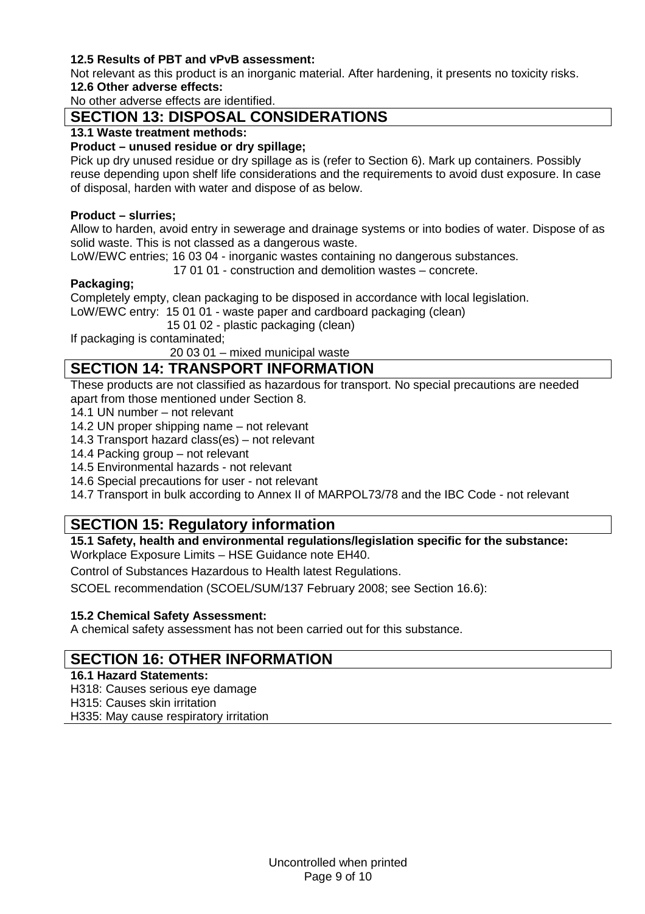**12.5 Results of PBT and vPvB assessment:**

Not relevant as this product is an inorganic material. After hardening, it presents no toxicity risks.

**12.6 Other adverse effects:**

No other adverse effects are identified.

## SECTION 13: DISPOSAL CONSIDERATIONS

**13.1 Waste treatment methods:**

**Product – unused residue or dry spillage;**

Pick up dry unused residue or dry spillage as is (refer to Section 6). Mark up containers. Possibly reuse depending upon shelf life considerations and the requirements to avoid dust exposure. In case of disposal, harden with water and dispose of as below.

**Product – slurries;**

Allow to harden, avoid entry in sewerage and drainage systems or into bodies of water. Dispose of as solid waste. This is not classed as a dangerous waste.

LoW/EWC entries; 16 03 04 - inorganic wastes containing no dangerous substances.
17 01 01 - construction and demolition wastes – concrete.

**Packaging;**

Completely empty, clean packaging to be disposed in accordance with local legislation.

LoW/EWC entry: 15 01 01 - waste paper and cardboard packaging (clean)
15 01 02 - plastic packaging (clean)

If packaging is contaminated;
20 03 01 – mixed municipal waste

## SECTION 14: TRANSPORT INFORMATION

These products are not classified as hazardous for transport. No special precautions are needed apart from those mentioned under Section 8.

14.1 UN number – not relevant
14.2 UN proper shipping name – not relevant
14.3 Transport hazard class(es) – not relevant
14.4 Packing group – not relevant
14.5 Environmental hazards - not relevant
14.6 Special precautions for user - not relevant
14.7 Transport in bulk according to Annex II of MARPOL73/78 and the IBC Code - not relevant

## SECTION 15: Regulatory information

**15.1 Safety, health and environmental regulations/legislation specific for the substance:**

Workplace Exposure Limits – HSE Guidance note EH40.

Control of Substances Hazardous to Health latest Regulations.

SCOEL recommendation (SCOEL/SUM/137 February 2008; see Section 16.6):

**15.2 Chemical Safety Assessment:**

A chemical safety assessment has not been carried out for this substance.

## SECTION 16: OTHER INFORMATION

**16.1 Hazard Statements:**

H318: Causes serious eye damage
H315: Causes skin irritation
H335: May cause respiratory irritation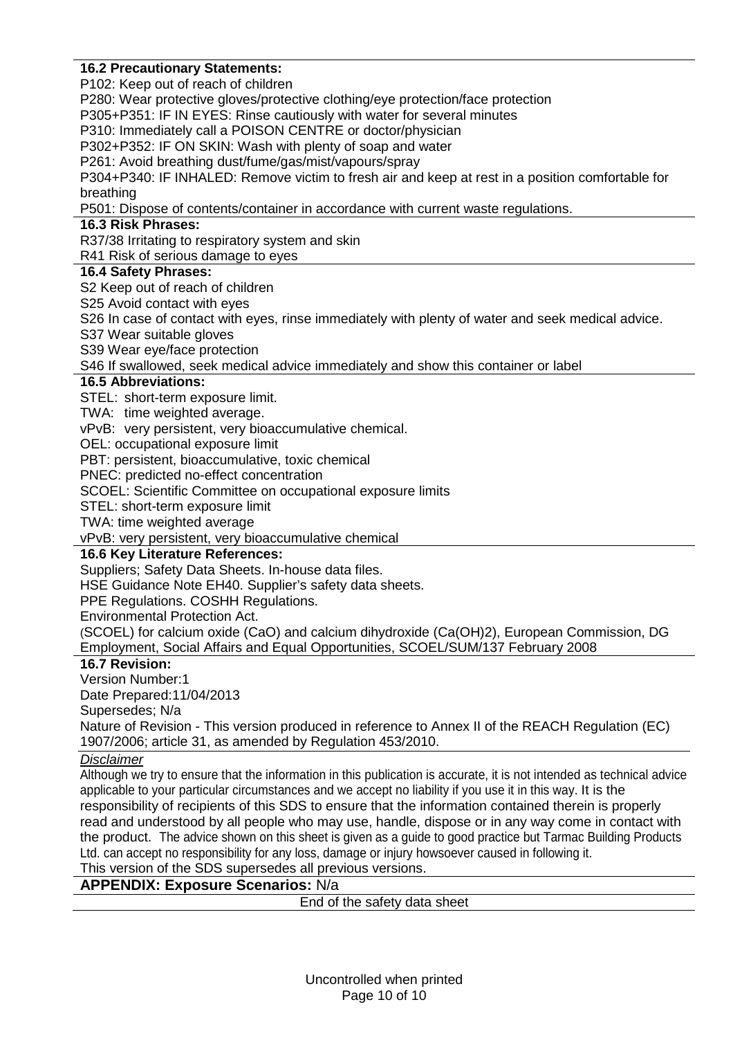**16.2 Precautionary Statements:**

P102: Keep out of reach of children
P280: Wear protective gloves/protective clothing/eye protection/face protection
P305+P351: IF IN EYES: Rinse cautiously with water for several minutes
P310: Immediately call a POISON CENTRE or doctor/physician
P302+P352: IF ON SKIN: Wash with plenty of soap and water
P261: Avoid breathing dust/fume/gas/mist/vapours/spray
P304+P340: IF INHALED: Remove victim to fresh air and keep at rest in a position comfortable for breathing
P501: Dispose of contents/container in accordance with current waste regulations.

**16.3 Risk Phrases:**

R37/38 Irritating to respiratory system and skin
R41 Risk of serious damage to eyes

**16.4 Safety Phrases:**

S2 Keep out of reach of children
S25 Avoid contact with eyes
S26 In case of contact with eyes, rinse immediately with plenty of water and seek medical advice.
S37 Wear suitable gloves
S39 Wear eye/face protection
S46 If swallowed, seek medical advice immediately and show this container or label

**16.5 Abbreviations:**

STEL: short-term exposure limit.
TWA: time weighted average.
vPvB: very persistent, very bioaccumulative chemical.
OEL: occupational exposure limit
PBT: persistent, bioaccumulative, toxic chemical
PNEC: predicted no-effect concentration
SCOEL: Scientific Committee on occupational exposure limits
STEL: short-term exposure limit
TWA: time weighted average
vPvB: very persistent, very bioaccumulative chemical

**16.6 Key Literature References:**

Suppliers; Safety Data Sheets. In-house data files.
HSE Guidance Note EH40. Supplier's safety data sheets.
PPE Regulations. COSHH Regulations.
Environmental Protection Act.
(SCOEL) for calcium oxide (CaO) and calcium dihydroxide ($Ca(OH)_2$), European Commission, DG Employment, Social Affairs and Equal Opportunities, SCOEL/SUM/137 February 2008

**16.7 Revision:**

Version Number:1
Date Prepared:11/04/2013
Supersedes; N/a
Nature of Revision - This version produced in reference to Annex II of the REACH Regulation (EC) 1907/2006; article 31, as amended by Regulation 453/2010.

*Disclaimer*

Although we try to ensure that the information in this publication is accurate, it is not intended as technical advice applicable to your particular circumstances and we accept no liability if you use it in this way. It is the responsibility of recipients of this SDS to ensure that the information contained therein is properly read and understood by all people who may use, handle, dispose or in any way come in contact with the product. The advice shown on this sheet is given as a guide to good practice but Tarmac Building Products Ltd. can accept no responsibility for any loss, damage or injury howsoever caused in following it.
This version of the SDS supersedes all previous versions.

**APPENDIX: Exposure Scenarios:** N/a

End of the safety data sheet

Uncontrolled when printed